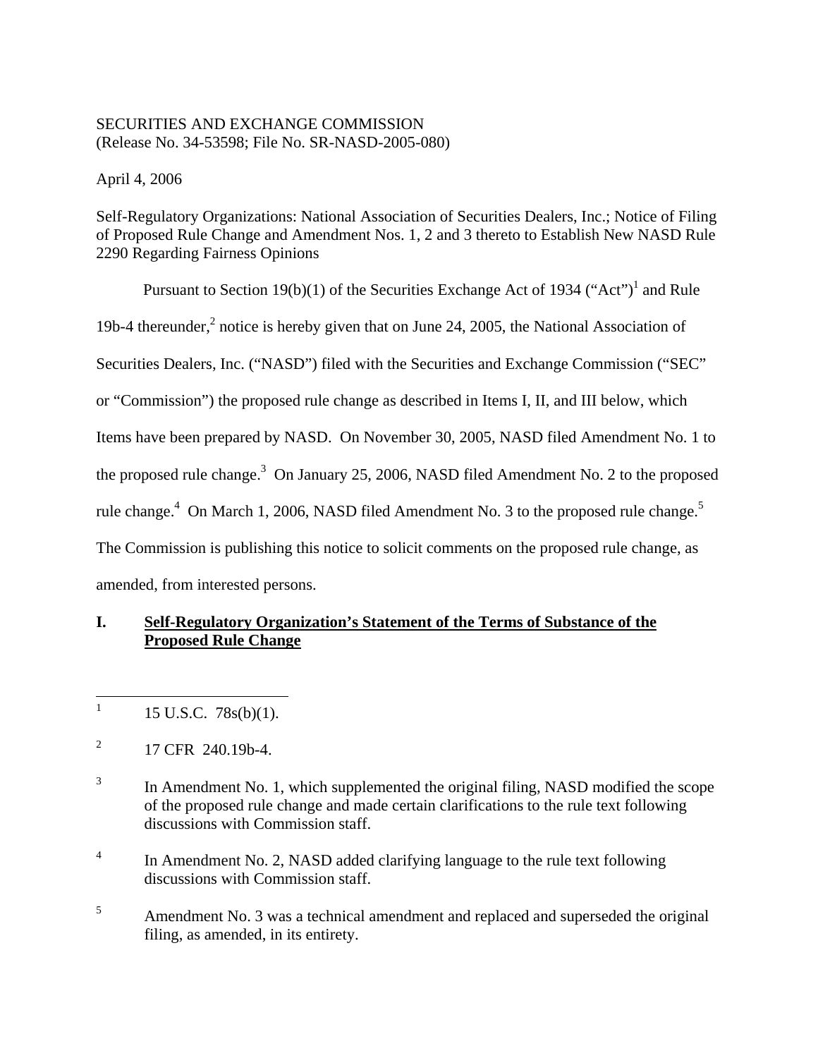SECURITIES AND EXCHANGE COMMISSION
(Release No. 34-53598; File No. SR-NASD-2005-080)

April 4, 2006

Self-Regulatory Organizations: National Association of Securities Dealers, Inc.; Notice of Filing of Proposed Rule Change and Amendment Nos. 1, 2 and 3 thereto to Establish New NASD Rule 2290 Regarding Fairness Opinions

Pursuant to Section 19(b)(1) of the Securities Exchange Act of 1934 ("Act")[1] and Rule 19b-4 thereunder,[2] notice is hereby given that on June 24, 2005, the National Association of Securities Dealers, Inc. ("NASD") filed with the Securities and Exchange Commission ("SEC" or "Commission") the proposed rule change as described in Items I, II, and III below, which Items have been prepared by NASD. On November 30, 2005, NASD filed Amendment No. 1 to the proposed rule change.[3] On January 25, 2006, NASD filed Amendment No. 2 to the proposed rule change.[4] On March 1, 2006, NASD filed Amendment No. 3 to the proposed rule change.[5] The Commission is publishing this notice to solicit comments on the proposed rule change, as amended, from interested persons.

## I. Self-Regulatory Organization's Statement of the Terms of Substance of the Proposed Rule Change

---

[1] 15 U.S.C. 78s(b)(1).

[2] 17 CFR 240.19b-4.

[3] In Amendment No. 1, which supplemented the original filing, NASD modified the scope of the proposed rule change and made certain clarifications to the rule text following discussions with Commission staff.

[4] In Amendment No. 2, NASD added clarifying language to the rule text following discussions with Commission staff.

[5] Amendment No. 3 was a technical amendment and replaced and superseded the original filing, as amended, in its entirety.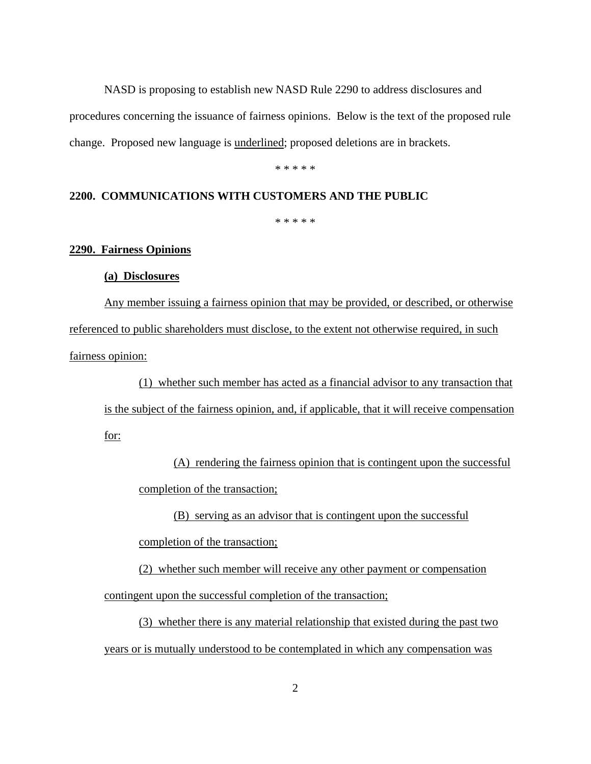NASD is proposing to establish new NASD Rule 2290 to address disclosures and procedures concerning the issuance of fairness opinions. Below is the text of the proposed rule change. Proposed new language is <u>underlined</u>; proposed deletions are in brackets.

* * * * *

**2200. COMMUNICATIONS WITH CUSTOMERS AND THE PUBLIC**

* * * * *

**<u>2290. Fairness Opinions</u>**

**<u>(a) Disclosures</u>**

<u>Any member issuing a fairness opinion that may be provided, or described, or otherwise referenced to public shareholders must disclose, to the extent not otherwise required, in such fairness opinion:</u>

<u>(1) whether such member has acted as a financial advisor to any transaction that is the subject of the fairness opinion, and, if applicable, that it will receive compensation for:</u>

<u>(A) rendering the fairness opinion that is contingent upon the successful completion of the transaction;</u>

<u>(B) serving as an advisor that is contingent upon the successful completion of the transaction;</u>

<u>(2) whether such member will receive any other payment or compensation contingent upon the successful completion of the transaction;</u>

<u>(3) whether there is any material relationship that existed during the past two years or is mutually understood to be contemplated in which any compensation was</u>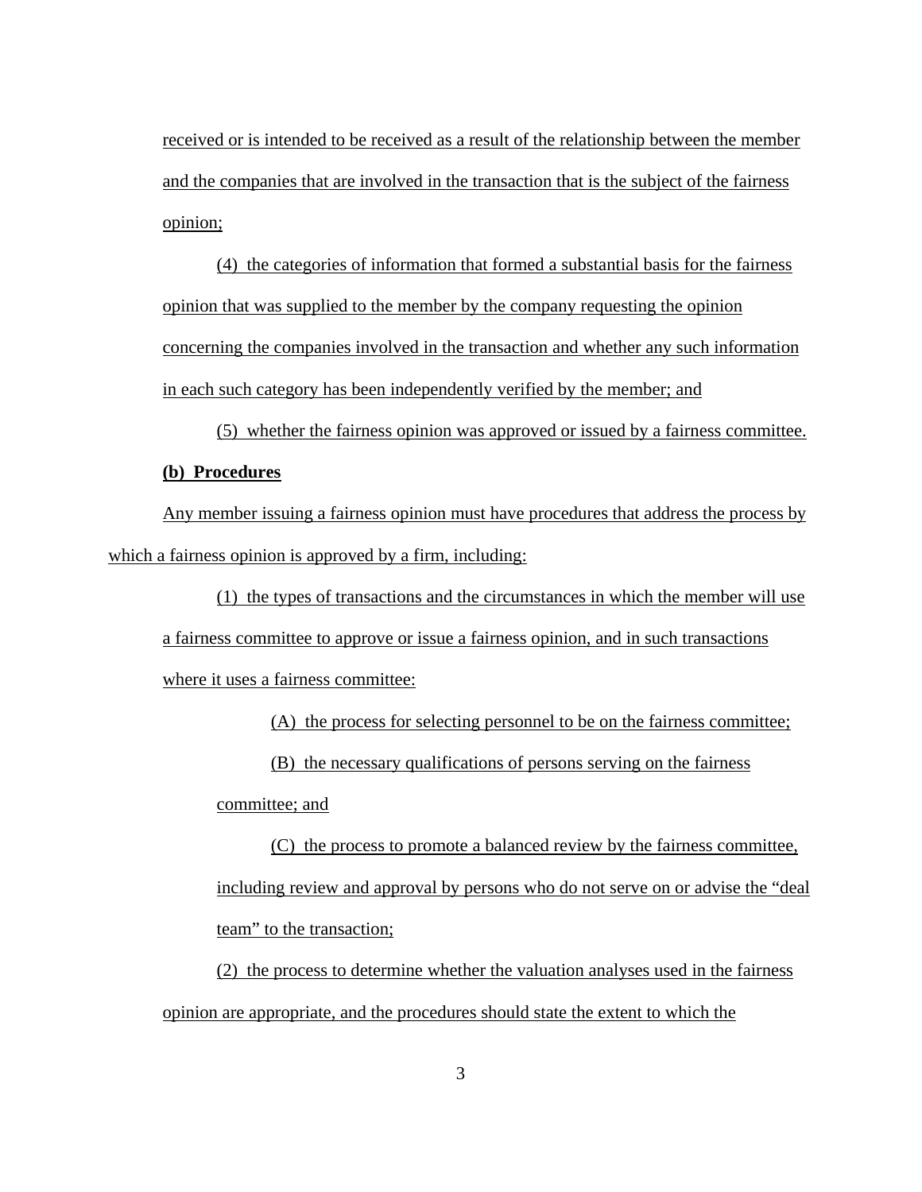received or is intended to be received as a result of the relationship between the member and the companies that are involved in the transaction that is the subject of the fairness opinion;

(4) the categories of information that formed a substantial basis for the fairness opinion that was supplied to the member by the company requesting the opinion concerning the companies involved in the transaction and whether any such information in each such category has been independently verified by the member; and

(5) whether the fairness opinion was approved or issued by a fairness committee.

**(b) Procedures**

Any member issuing a fairness opinion must have procedures that address the process by which a fairness opinion is approved by a firm, including:

(1) the types of transactions and the circumstances in which the member will use a fairness committee to approve or issue a fairness opinion, and in such transactions where it uses a fairness committee:

(A) the process for selecting personnel to be on the fairness committee;

(B) the necessary qualifications of persons serving on the fairness committee; and

(C) the process to promote a balanced review by the fairness committee, including review and approval by persons who do not serve on or advise the "deal team" to the transaction;

(2) the process to determine whether the valuation analyses used in the fairness opinion are appropriate, and the procedures should state the extent to which the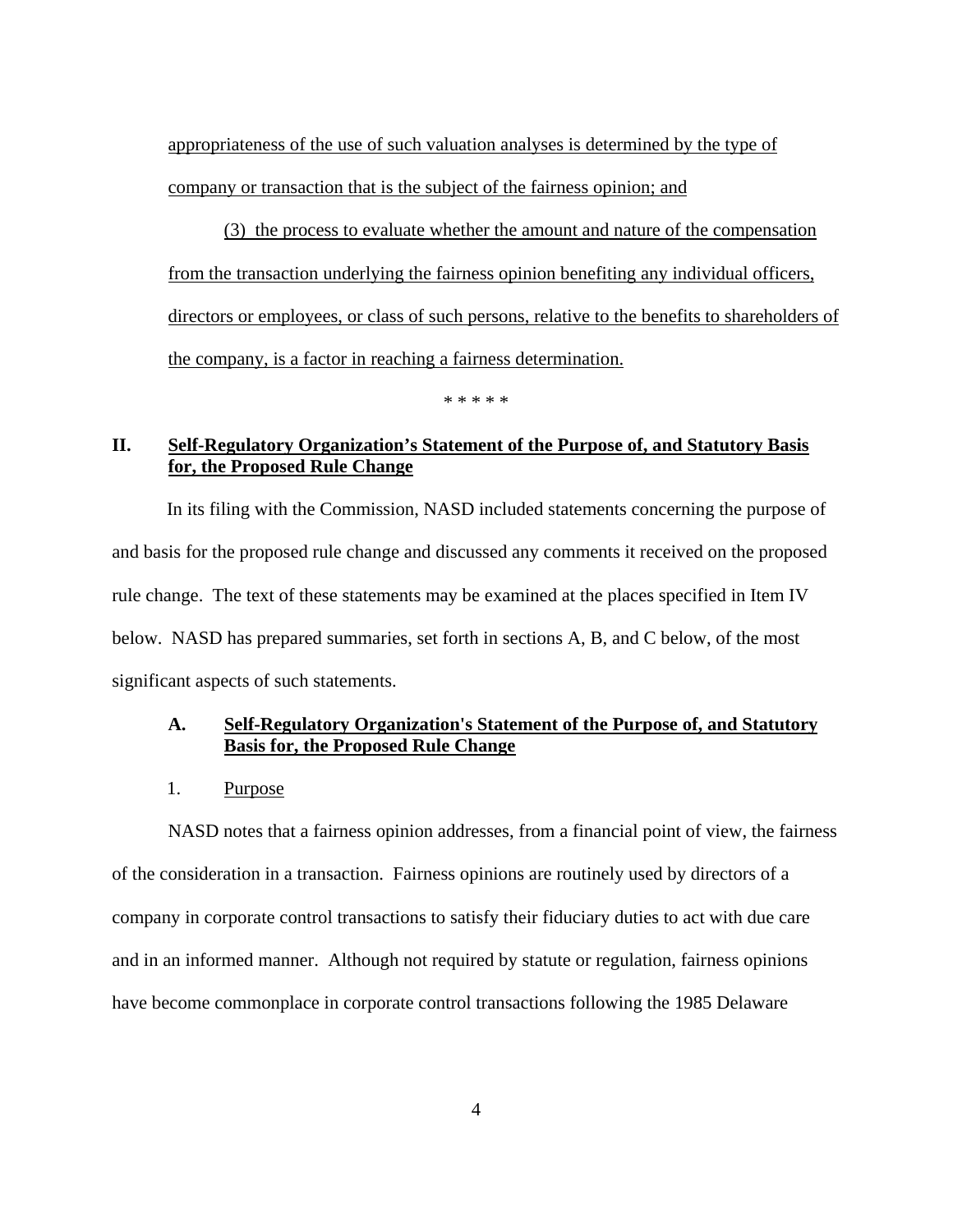appropriateness of the use of such valuation analyses is determined by the type of company or transaction that is the subject of the fairness opinion; and

(3) the process to evaluate whether the amount and nature of the compensation from the transaction underlying the fairness opinion benefiting any individual officers, directors or employees, or class of such persons, relative to the benefits to shareholders of the company, is a factor in reaching a fairness determination.

\* \* \* \* \*

## II. Self-Regulatory Organization's Statement of the Purpose of, and Statutory Basis for, the Proposed Rule Change

In its filing with the Commission, NASD included statements concerning the purpose of and basis for the proposed rule change and discussed any comments it received on the proposed rule change. The text of these statements may be examined at the places specified in Item IV below. NASD has prepared summaries, set forth in sections A, B, and C below, of the most significant aspects of such statements.

### A. Self-Regulatory Organization's Statement of the Purpose of, and Statutory Basis for, the Proposed Rule Change

1. Purpose

NASD notes that a fairness opinion addresses, from a financial point of view, the fairness of the consideration in a transaction. Fairness opinions are routinely used by directors of a company in corporate control transactions to satisfy their fiduciary duties to act with due care and in an informed manner. Although not required by statute or regulation, fairness opinions have become commonplace in corporate control transactions following the 1985 Delaware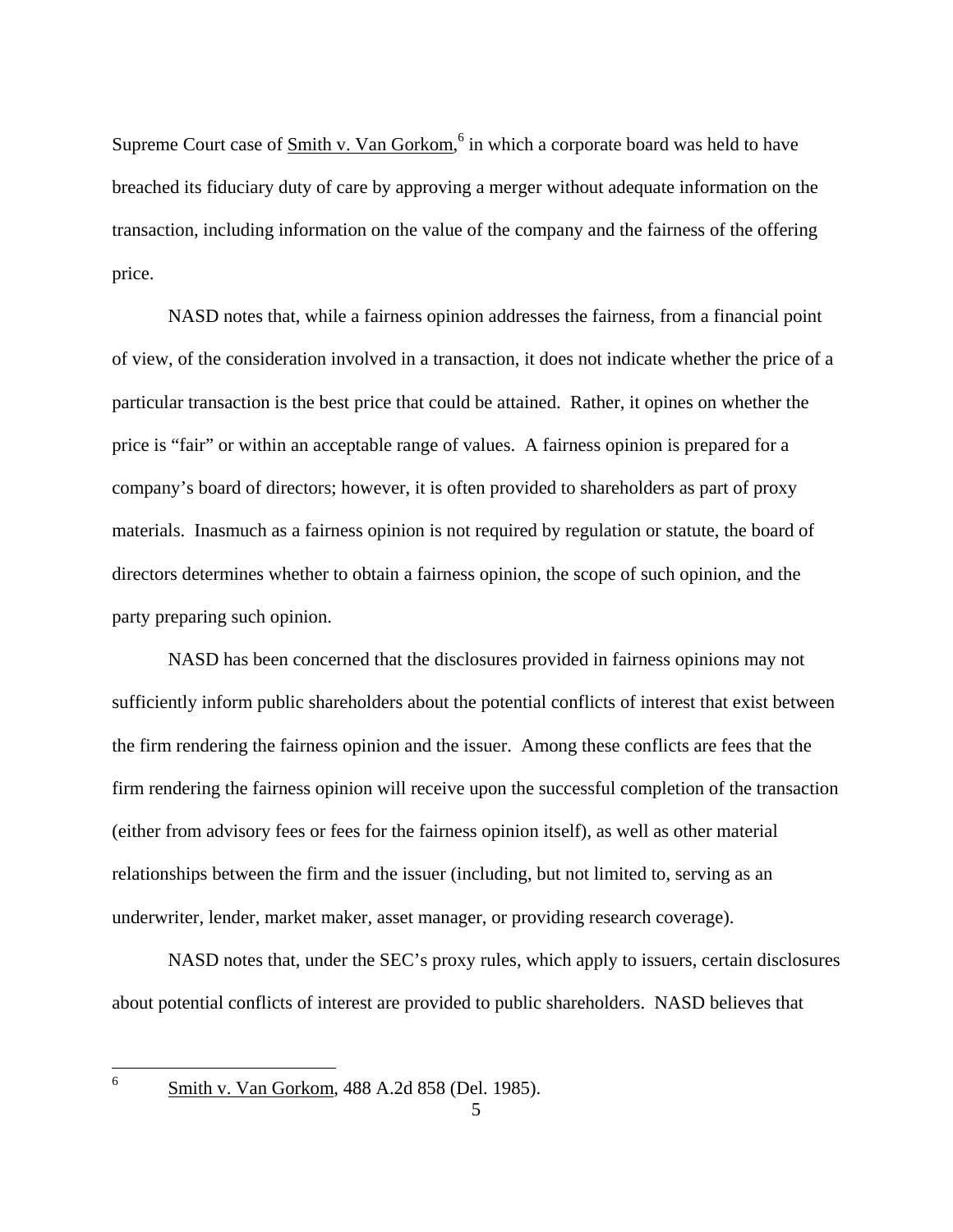Supreme Court case of Smith v. Van Gorkom,[6] in which a corporate board was held to have breached its fiduciary duty of care by approving a merger without adequate information on the transaction, including information on the value of the company and the fairness of the offering price.

NASD notes that, while a fairness opinion addresses the fairness, from a financial point of view, of the consideration involved in a transaction, it does not indicate whether the price of a particular transaction is the best price that could be attained. Rather, it opines on whether the price is "fair" or within an acceptable range of values. A fairness opinion is prepared for a company's board of directors; however, it is often provided to shareholders as part of proxy materials. Inasmuch as a fairness opinion is not required by regulation or statute, the board of directors determines whether to obtain a fairness opinion, the scope of such opinion, and the party preparing such opinion.

NASD has been concerned that the disclosures provided in fairness opinions may not sufficiently inform public shareholders about the potential conflicts of interest that exist between the firm rendering the fairness opinion and the issuer. Among these conflicts are fees that the firm rendering the fairness opinion will receive upon the successful completion of the transaction (either from advisory fees or fees for the fairness opinion itself), as well as other material relationships between the firm and the issuer (including, but not limited to, serving as an underwriter, lender, market maker, asset manager, or providing research coverage).

NASD notes that, under the SEC's proxy rules, which apply to issuers, certain disclosures about potential conflicts of interest are provided to public shareholders. NASD believes that

---

[6] Smith v. Van Gorkom, 488 A.2d 858 (Del. 1985).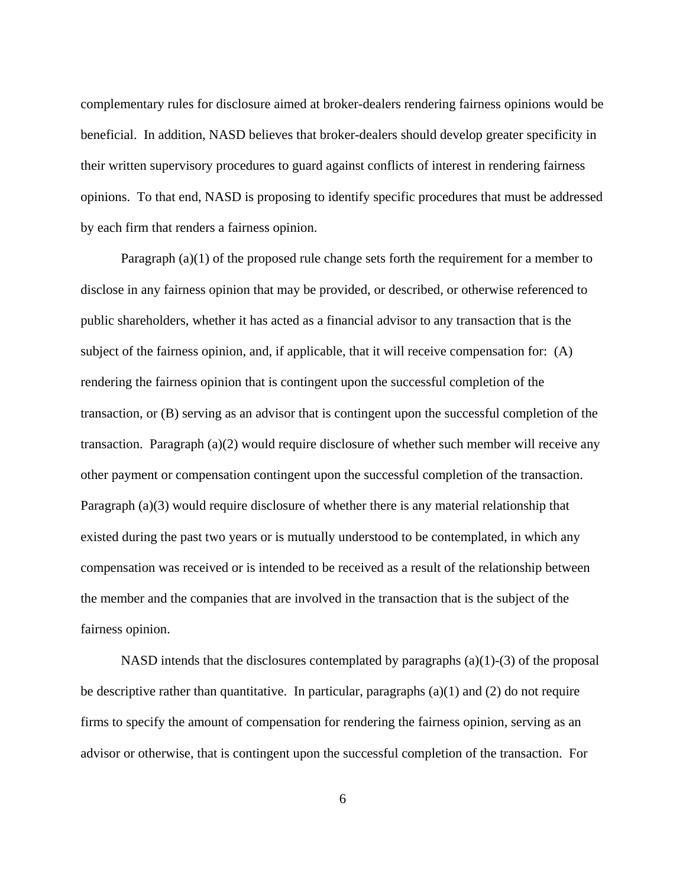complementary rules for disclosure aimed at broker-dealers rendering fairness opinions would be beneficial. In addition, NASD believes that broker-dealers should develop greater specificity in their written supervisory procedures to guard against conflicts of interest in rendering fairness opinions. To that end, NASD is proposing to identify specific procedures that must be addressed by each firm that renders a fairness opinion.

Paragraph (a)(1) of the proposed rule change sets forth the requirement for a member to disclose in any fairness opinion that may be provided, or described, or otherwise referenced to public shareholders, whether it has acted as a financial advisor to any transaction that is the subject of the fairness opinion, and, if applicable, that it will receive compensation for: (A) rendering the fairness opinion that is contingent upon the successful completion of the transaction, or (B) serving as an advisor that is contingent upon the successful completion of the transaction. Paragraph (a)(2) would require disclosure of whether such member will receive any other payment or compensation contingent upon the successful completion of the transaction. Paragraph (a)(3) would require disclosure of whether there is any material relationship that existed during the past two years or is mutually understood to be contemplated, in which any compensation was received or is intended to be received as a result of the relationship between the member and the companies that are involved in the transaction that is the subject of the fairness opinion.

NASD intends that the disclosures contemplated by paragraphs (a)(1)-(3) of the proposal be descriptive rather than quantitative. In particular, paragraphs (a)(1) and (2) do not require firms to specify the amount of compensation for rendering the fairness opinion, serving as an advisor or otherwise, that is contingent upon the successful completion of the transaction. For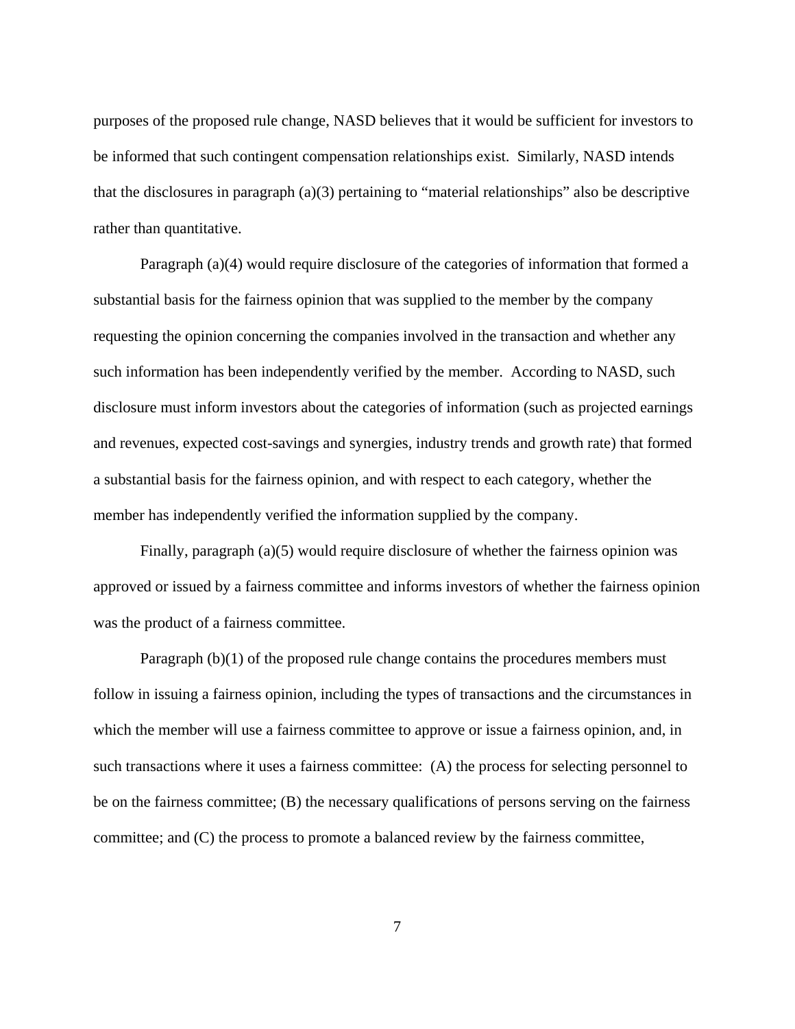purposes of the proposed rule change, NASD believes that it would be sufficient for investors to be informed that such contingent compensation relationships exist. Similarly, NASD intends that the disclosures in paragraph (a)(3) pertaining to "material relationships" also be descriptive rather than quantitative.

Paragraph (a)(4) would require disclosure of the categories of information that formed a substantial basis for the fairness opinion that was supplied to the member by the company requesting the opinion concerning the companies involved in the transaction and whether any such information has been independently verified by the member. According to NASD, such disclosure must inform investors about the categories of information (such as projected earnings and revenues, expected cost-savings and synergies, industry trends and growth rate) that formed a substantial basis for the fairness opinion, and with respect to each category, whether the member has independently verified the information supplied by the company.

Finally, paragraph (a)(5) would require disclosure of whether the fairness opinion was approved or issued by a fairness committee and informs investors of whether the fairness opinion was the product of a fairness committee.

Paragraph (b)(1) of the proposed rule change contains the procedures members must follow in issuing a fairness opinion, including the types of transactions and the circumstances in which the member will use a fairness committee to approve or issue a fairness opinion, and, in such transactions where it uses a fairness committee: (A) the process for selecting personnel to be on the fairness committee; (B) the necessary qualifications of persons serving on the fairness committee; and (C) the process to promote a balanced review by the fairness committee,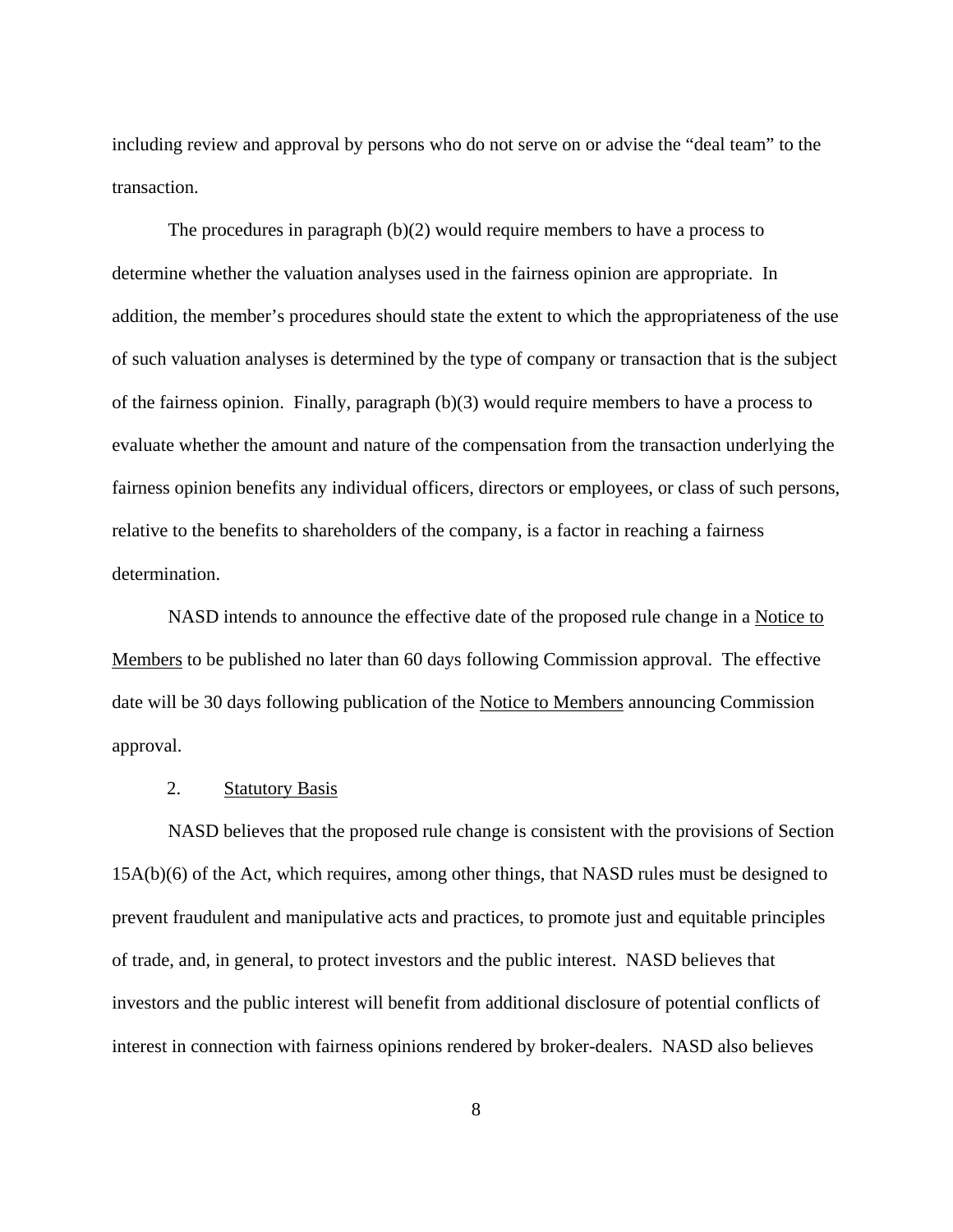including review and approval by persons who do not serve on or advise the "deal team" to the transaction.

The procedures in paragraph (b)(2) would require members to have a process to determine whether the valuation analyses used in the fairness opinion are appropriate. In addition, the member's procedures should state the extent to which the appropriateness of the use of such valuation analyses is determined by the type of company or transaction that is the subject of the fairness opinion. Finally, paragraph (b)(3) would require members to have a process to evaluate whether the amount and nature of the compensation from the transaction underlying the fairness opinion benefits any individual officers, directors or employees, or class of such persons, relative to the benefits to shareholders of the company, is a factor in reaching a fairness determination.

NASD intends to announce the effective date of the proposed rule change in a Notice to Members to be published no later than 60 days following Commission approval. The effective date will be 30 days following publication of the Notice to Members announcing Commission approval.

2. Statutory Basis

NASD believes that the proposed rule change is consistent with the provisions of Section 15A(b)(6) of the Act, which requires, among other things, that NASD rules must be designed to prevent fraudulent and manipulative acts and practices, to promote just and equitable principles of trade, and, in general, to protect investors and the public interest. NASD believes that investors and the public interest will benefit from additional disclosure of potential conflicts of interest in connection with fairness opinions rendered by broker-dealers. NASD also believes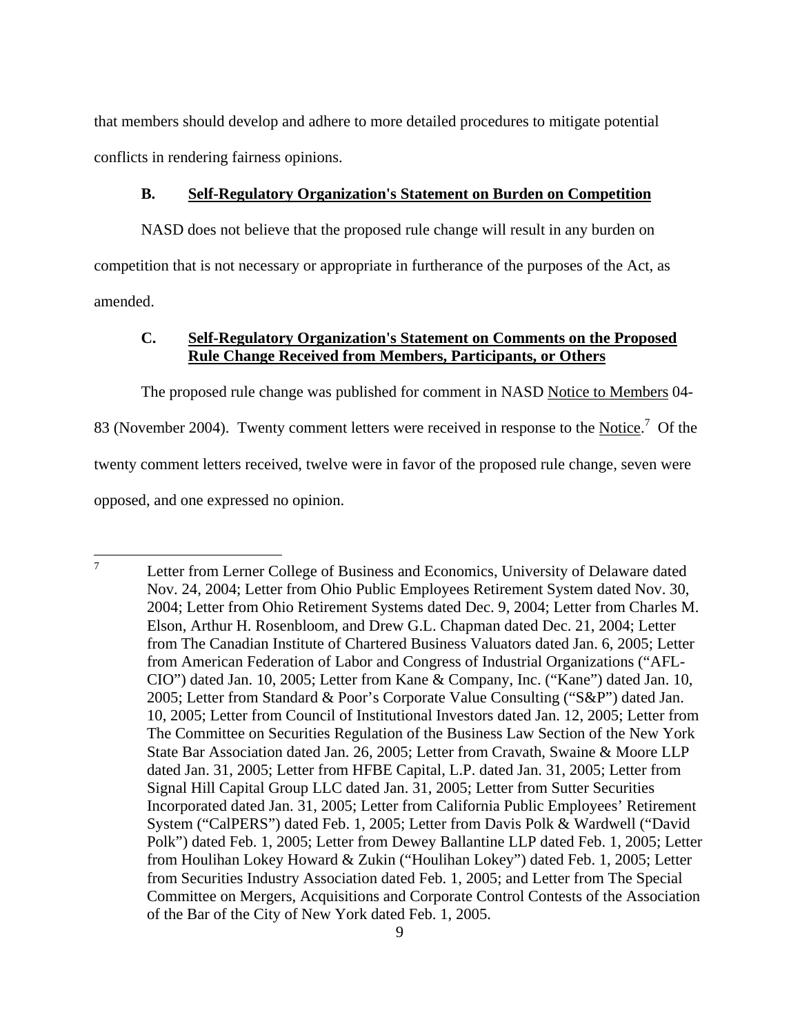that members should develop and adhere to more detailed procedures to mitigate potential conflicts in rendering fairness opinions.

### B. Self-Regulatory Organization's Statement on Burden on Competition

NASD does not believe that the proposed rule change will result in any burden on competition that is not necessary or appropriate in furtherance of the purposes of the Act, as amended.

### C. Self-Regulatory Organization's Statement on Comments on the Proposed Rule Change Received from Members, Participants, or Others

The proposed rule change was published for comment in NASD Notice to Members 04-83 (November 2004). Twenty comment letters were received in response to the Notice.[7] Of the twenty comment letters received, twelve were in favor of the proposed rule change, seven were opposed, and one expressed no opinion.

---

[7] Letter from Lerner College of Business and Economics, University of Delaware dated Nov. 24, 2004; Letter from Ohio Public Employees Retirement System dated Nov. 30, 2004; Letter from Ohio Retirement Systems dated Dec. 9, 2004; Letter from Charles M. Elson, Arthur H. Rosenbloom, and Drew G.L. Chapman dated Dec. 21, 2004; Letter from The Canadian Institute of Chartered Business Valuators dated Jan. 6, 2005; Letter from American Federation of Labor and Congress of Industrial Organizations ("AFL-CIO") dated Jan. 10, 2005; Letter from Kane & Company, Inc. ("Kane") dated Jan. 10, 2005; Letter from Standard & Poor's Corporate Value Consulting ("S&P") dated Jan. 10, 2005; Letter from Council of Institutional Investors dated Jan. 12, 2005; Letter from The Committee on Securities Regulation of the Business Law Section of the New York State Bar Association dated Jan. 26, 2005; Letter from Cravath, Swaine & Moore LLP dated Jan. 31, 2005; Letter from HFBE Capital, L.P. dated Jan. 31, 2005; Letter from Signal Hill Capital Group LLC dated Jan. 31, 2005; Letter from Sutter Securities Incorporated dated Jan. 31, 2005; Letter from California Public Employees' Retirement System ("CalPERS") dated Feb. 1, 2005; Letter from Davis Polk & Wardwell ("David Polk") dated Feb. 1, 2005; Letter from Dewey Ballantine LLP dated Feb. 1, 2005; Letter from Houlihan Lokey Howard & Zukin ("Houlihan Lokey") dated Feb. 1, 2005; Letter from Securities Industry Association dated Feb. 1, 2005; and Letter from The Special Committee on Mergers, Acquisitions and Corporate Control Contests of the Association of the Bar of the City of New York dated Feb. 1, 2005.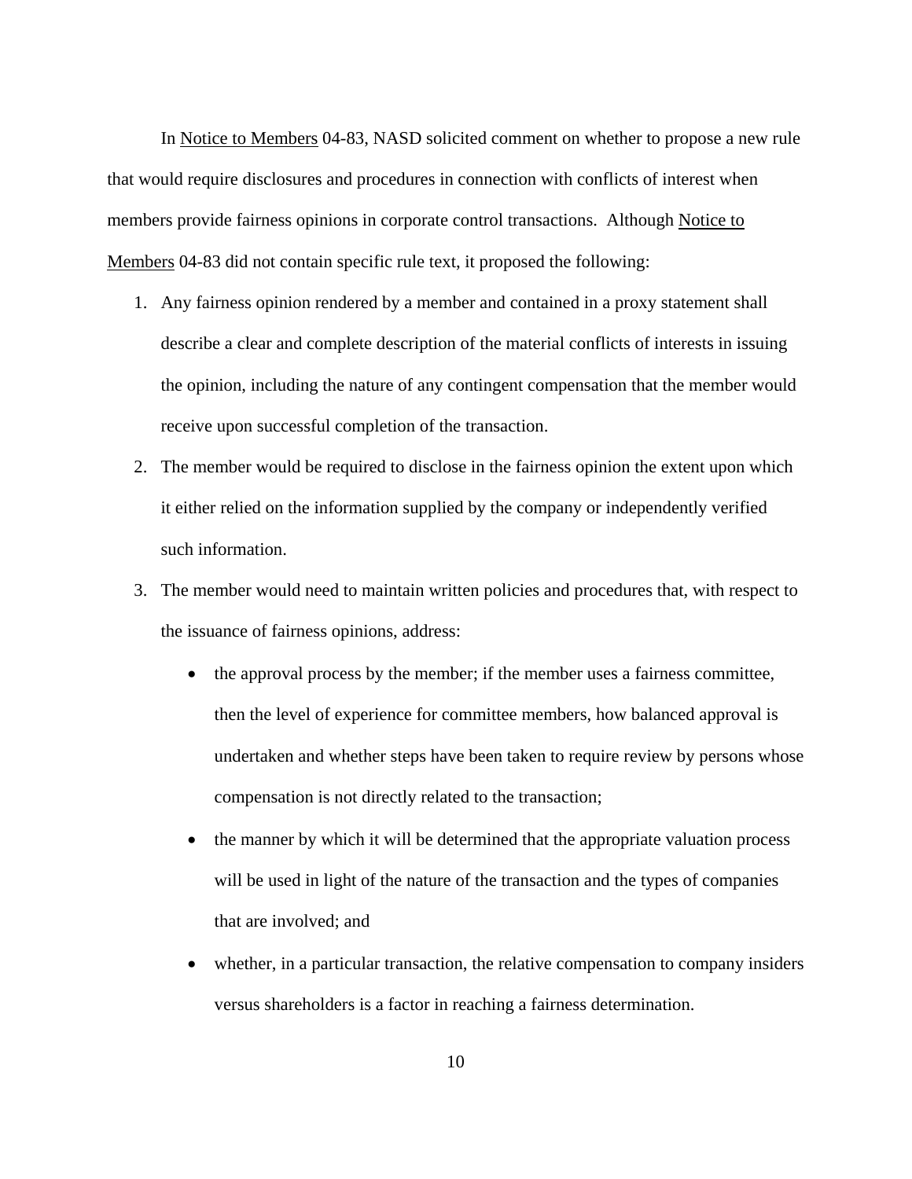In Notice to Members 04-83, NASD solicited comment on whether to propose a new rule that would require disclosures and procedures in connection with conflicts of interest when members provide fairness opinions in corporate control transactions. Although Notice to Members 04-83 did not contain specific rule text, it proposed the following:

1. Any fairness opinion rendered by a member and contained in a proxy statement shall describe a clear and complete description of the material conflicts of interests in issuing the opinion, including the nature of any contingent compensation that the member would receive upon successful completion of the transaction.
2. The member would be required to disclose in the fairness opinion the extent upon which it either relied on the information supplied by the company or independently verified such information.
3. The member would need to maintain written policies and procedures that, with respect to the issuance of fairness opinions, address:
   - the approval process by the member; if the member uses a fairness committee, then the level of experience for committee members, how balanced approval is undertaken and whether steps have been taken to require review by persons whose compensation is not directly related to the transaction;
   - the manner by which it will be determined that the appropriate valuation process will be used in light of the nature of the transaction and the types of companies that are involved; and
   - whether, in a particular transaction, the relative compensation to company insiders versus shareholders is a factor in reaching a fairness determination.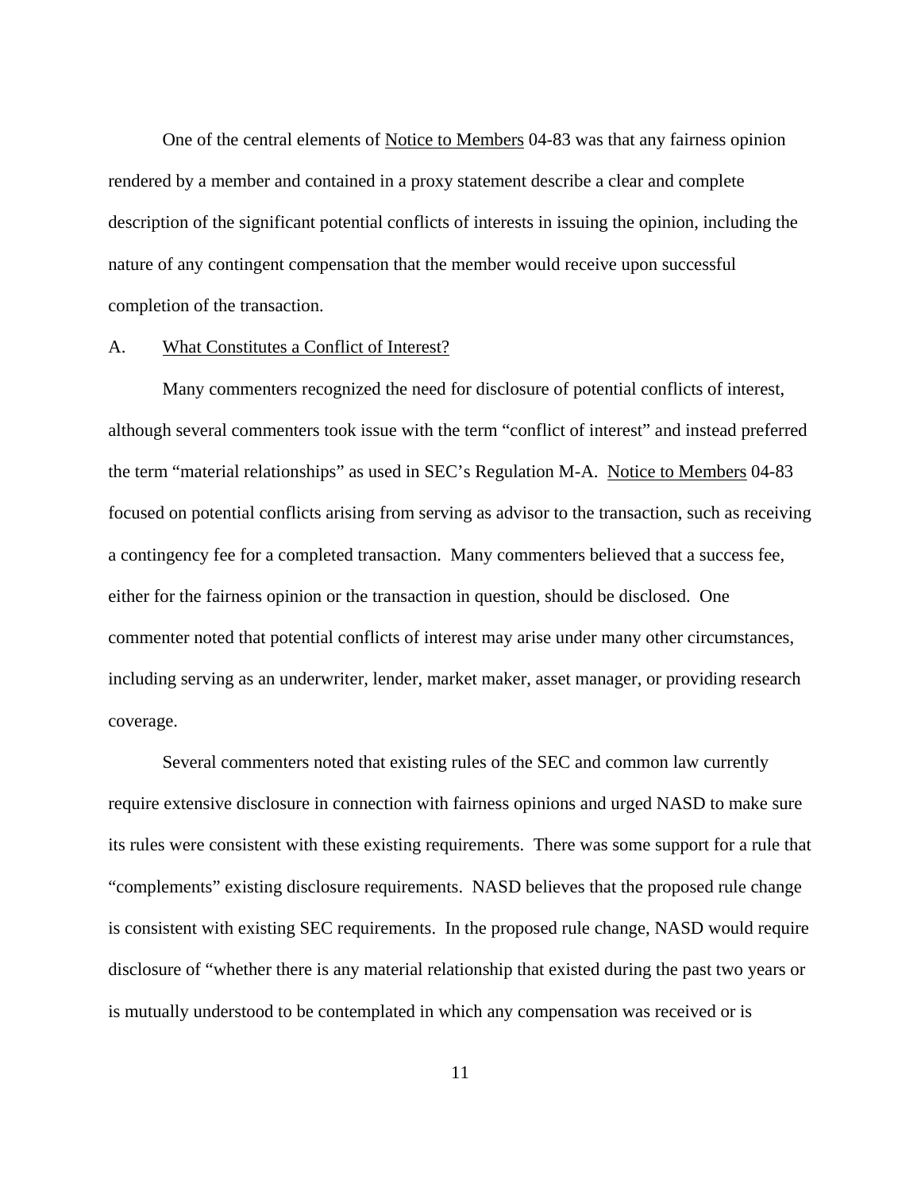One of the central elements of Notice to Members 04-83 was that any fairness opinion rendered by a member and contained in a proxy statement describe a clear and complete description of the significant potential conflicts of interests in issuing the opinion, including the nature of any contingent compensation that the member would receive upon successful completion of the transaction.

A. What Constitutes a Conflict of Interest?

Many commenters recognized the need for disclosure of potential conflicts of interest, although several commenters took issue with the term "conflict of interest" and instead preferred the term "material relationships" as used in SEC's Regulation M-A. Notice to Members 04-83 focused on potential conflicts arising from serving as advisor to the transaction, such as receiving a contingency fee for a completed transaction. Many commenters believed that a success fee, either for the fairness opinion or the transaction in question, should be disclosed. One commenter noted that potential conflicts of interest may arise under many other circumstances, including serving as an underwriter, lender, market maker, asset manager, or providing research coverage.

Several commenters noted that existing rules of the SEC and common law currently require extensive disclosure in connection with fairness opinions and urged NASD to make sure its rules were consistent with these existing requirements. There was some support for a rule that "complements" existing disclosure requirements. NASD believes that the proposed rule change is consistent with existing SEC requirements. In the proposed rule change, NASD would require disclosure of "whether there is any material relationship that existed during the past two years or is mutually understood to be contemplated in which any compensation was received or is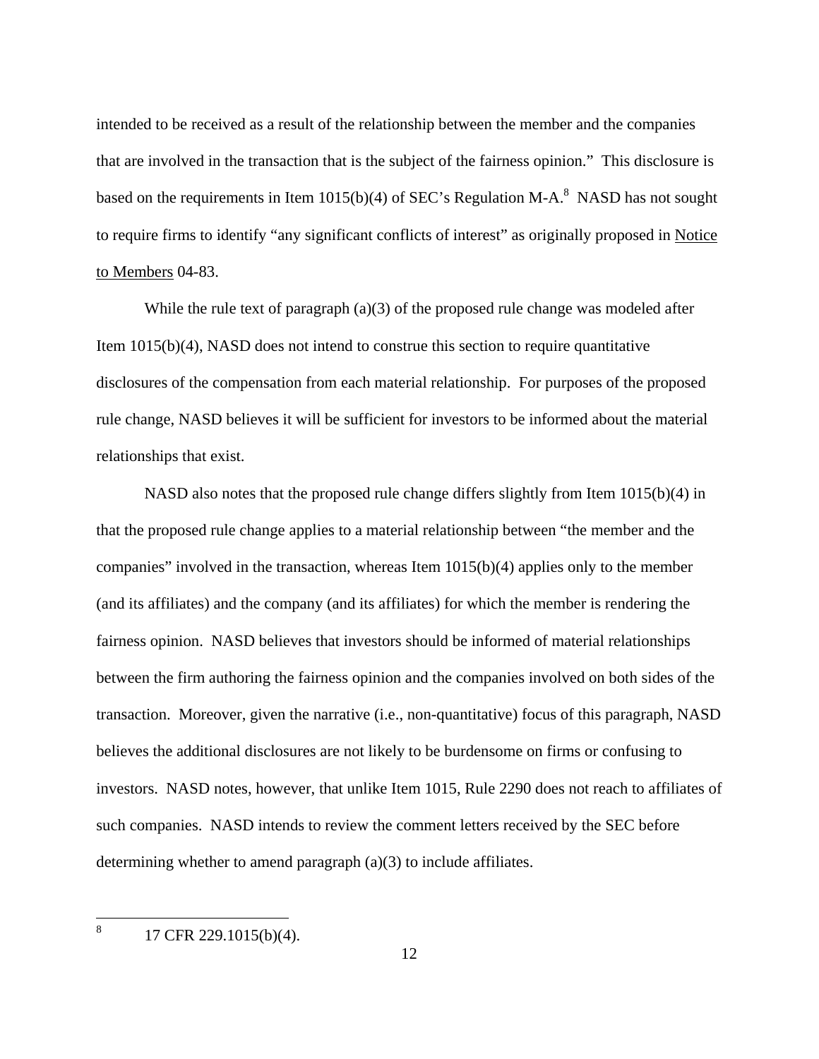intended to be received as a result of the relationship between the member and the companies that are involved in the transaction that is the subject of the fairness opinion." This disclosure is based on the requirements in Item 1015(b)(4) of SEC's Regulation M-A.[8] NASD has not sought to require firms to identify "any significant conflicts of interest" as originally proposed in Notice to Members 04-83.

While the rule text of paragraph (a)(3) of the proposed rule change was modeled after Item 1015(b)(4), NASD does not intend to construe this section to require quantitative disclosures of the compensation from each material relationship. For purposes of the proposed rule change, NASD believes it will be sufficient for investors to be informed about the material relationships that exist.

NASD also notes that the proposed rule change differs slightly from Item 1015(b)(4) in that the proposed rule change applies to a material relationship between "the member and the companies" involved in the transaction, whereas Item 1015(b)(4) applies only to the member (and its affiliates) and the company (and its affiliates) for which the member is rendering the fairness opinion. NASD believes that investors should be informed of material relationships between the firm authoring the fairness opinion and the companies involved on both sides of the transaction. Moreover, given the narrative (i.e., non-quantitative) focus of this paragraph, NASD believes the additional disclosures are not likely to be burdensome on firms or confusing to investors. NASD notes, however, that unlike Item 1015, Rule 2290 does not reach to affiliates of such companies. NASD intends to review the comment letters received by the SEC before determining whether to amend paragraph (a)(3) to include affiliates.

---

[8] 17 CFR 229.1015(b)(4).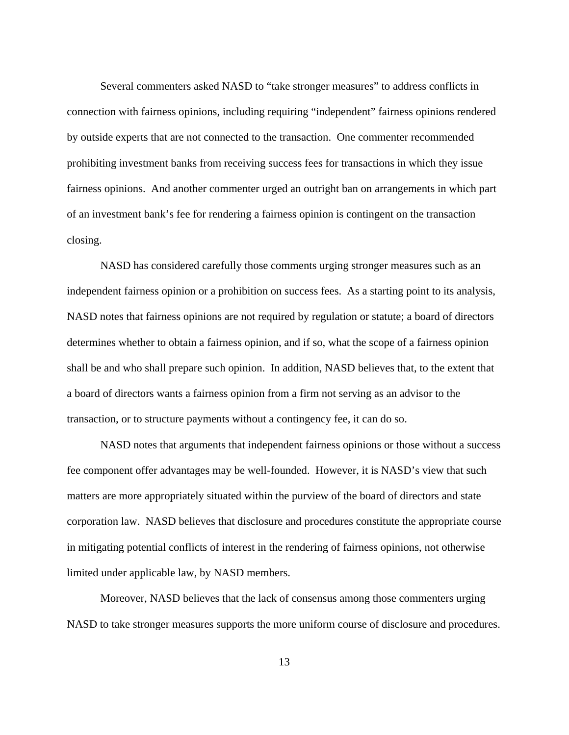Several commenters asked NASD to "take stronger measures" to address conflicts in connection with fairness opinions, including requiring "independent" fairness opinions rendered by outside experts that are not connected to the transaction. One commenter recommended prohibiting investment banks from receiving success fees for transactions in which they issue fairness opinions. And another commenter urged an outright ban on arrangements in which part of an investment bank's fee for rendering a fairness opinion is contingent on the transaction closing.

NASD has considered carefully those comments urging stronger measures such as an independent fairness opinion or a prohibition on success fees. As a starting point to its analysis, NASD notes that fairness opinions are not required by regulation or statute; a board of directors determines whether to obtain a fairness opinion, and if so, what the scope of a fairness opinion shall be and who shall prepare such opinion. In addition, NASD believes that, to the extent that a board of directors wants a fairness opinion from a firm not serving as an advisor to the transaction, or to structure payments without a contingency fee, it can do so.

NASD notes that arguments that independent fairness opinions or those without a success fee component offer advantages may be well-founded. However, it is NASD's view that such matters are more appropriately situated within the purview of the board of directors and state corporation law. NASD believes that disclosure and procedures constitute the appropriate course in mitigating potential conflicts of interest in the rendering of fairness opinions, not otherwise limited under applicable law, by NASD members.

Moreover, NASD believes that the lack of consensus among those commenters urging NASD to take stronger measures supports the more uniform course of disclosure and procedures.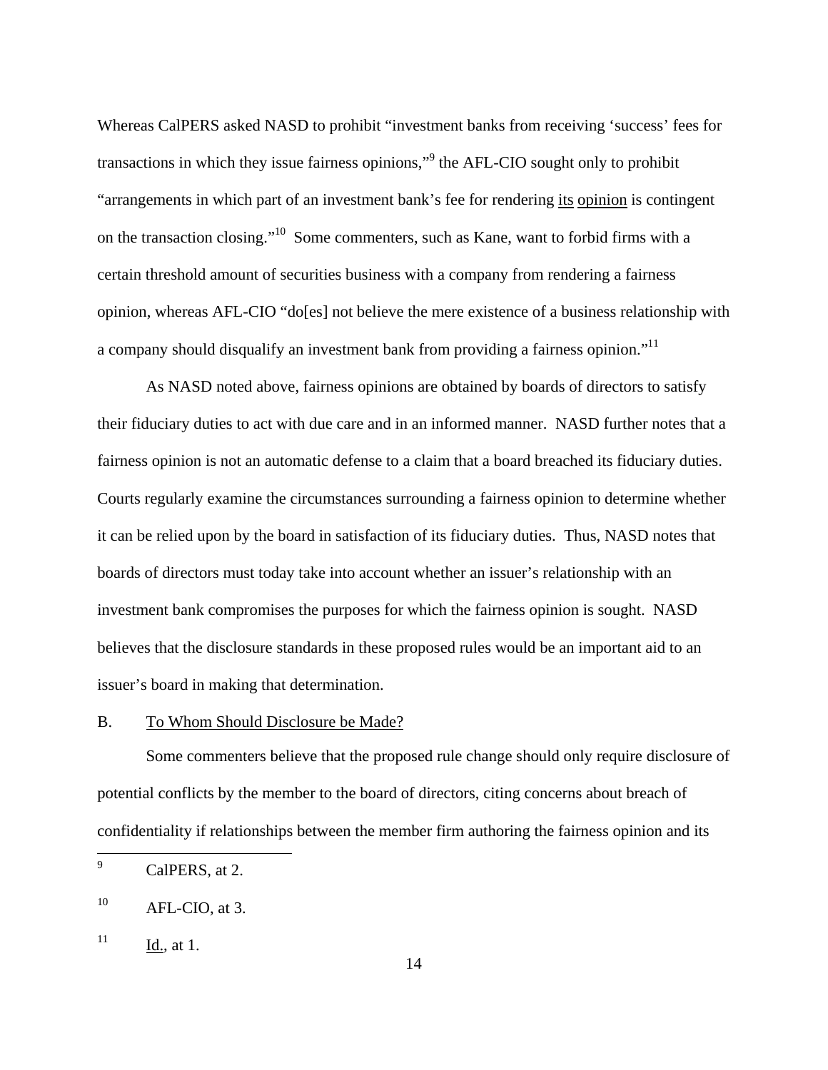Whereas CalPERS asked NASD to prohibit "investment banks from receiving 'success' fees for transactions in which they issue fairness opinions,"[9] the AFL-CIO sought only to prohibit "arrangements in which part of an investment bank's fee for rendering <u>its</u> <u>opinion</u> is contingent on the transaction closing."[10] Some commenters, such as Kane, want to forbid firms with a certain threshold amount of securities business with a company from rendering a fairness opinion, whereas AFL-CIO "do[es] not believe the mere existence of a business relationship with a company should disqualify an investment bank from providing a fairness opinion."[11]

As NASD noted above, fairness opinions are obtained by boards of directors to satisfy their fiduciary duties to act with due care and in an informed manner. NASD further notes that a fairness opinion is not an automatic defense to a claim that a board breached its fiduciary duties. Courts regularly examine the circumstances surrounding a fairness opinion to determine whether it can be relied upon by the board in satisfaction of its fiduciary duties. Thus, NASD notes that boards of directors must today take into account whether an issuer's relationship with an investment bank compromises the purposes for which the fairness opinion is sought. NASD believes that the disclosure standards in these proposed rules would be an important aid to an issuer's board in making that determination.

B. <u>To Whom Should Disclosure be Made?</u>

Some commenters believe that the proposed rule change should only require disclosure of potential conflicts by the member to the board of directors, citing concerns about breach of confidentiality if relationships between the member firm authoring the fairness opinion and its

---

[9] CalPERS, at 2.

[10] AFL-CIO, at 3.

[11] <u>Id.</u>, at 1.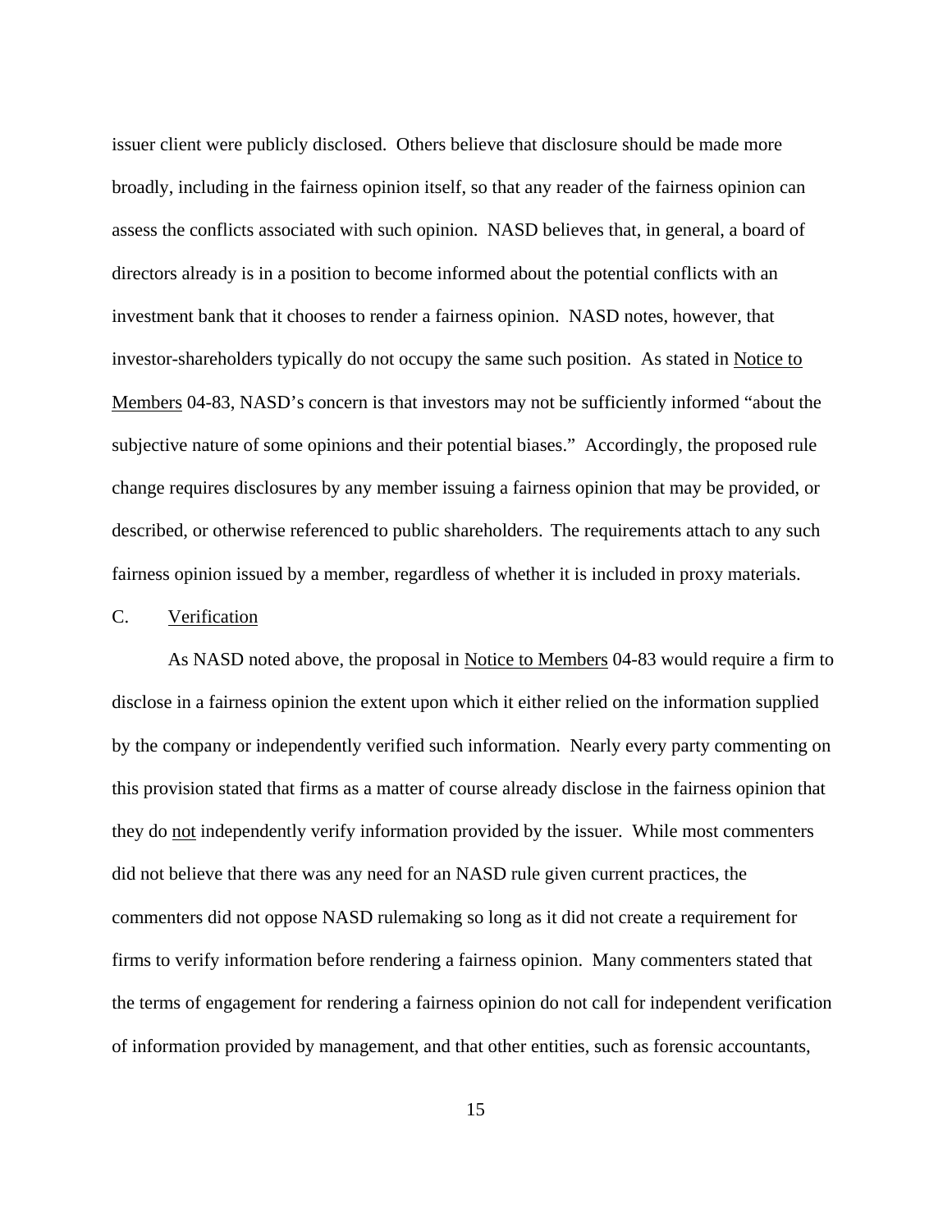issuer client were publicly disclosed. Others believe that disclosure should be made more broadly, including in the fairness opinion itself, so that any reader of the fairness opinion can assess the conflicts associated with such opinion. NASD believes that, in general, a board of directors already is in a position to become informed about the potential conflicts with an investment bank that it chooses to render a fairness opinion. NASD notes, however, that investor-shareholders typically do not occupy the same such position. As stated in Notice to Members 04-83, NASD's concern is that investors may not be sufficiently informed "about the subjective nature of some opinions and their potential biases." Accordingly, the proposed rule change requires disclosures by any member issuing a fairness opinion that may be provided, or described, or otherwise referenced to public shareholders. The requirements attach to any such fairness opinion issued by a member, regardless of whether it is included in proxy materials.

C. Verification

As NASD noted above, the proposal in Notice to Members 04-83 would require a firm to disclose in a fairness opinion the extent upon which it either relied on the information supplied by the company or independently verified such information. Nearly every party commenting on this provision stated that firms as a matter of course already disclose in the fairness opinion that they do not independently verify information provided by the issuer. While most commenters did not believe that there was any need for an NASD rule given current practices, the commenters did not oppose NASD rulemaking so long as it did not create a requirement for firms to verify information before rendering a fairness opinion. Many commenters stated that the terms of engagement for rendering a fairness opinion do not call for independent verification of information provided by management, and that other entities, such as forensic accountants,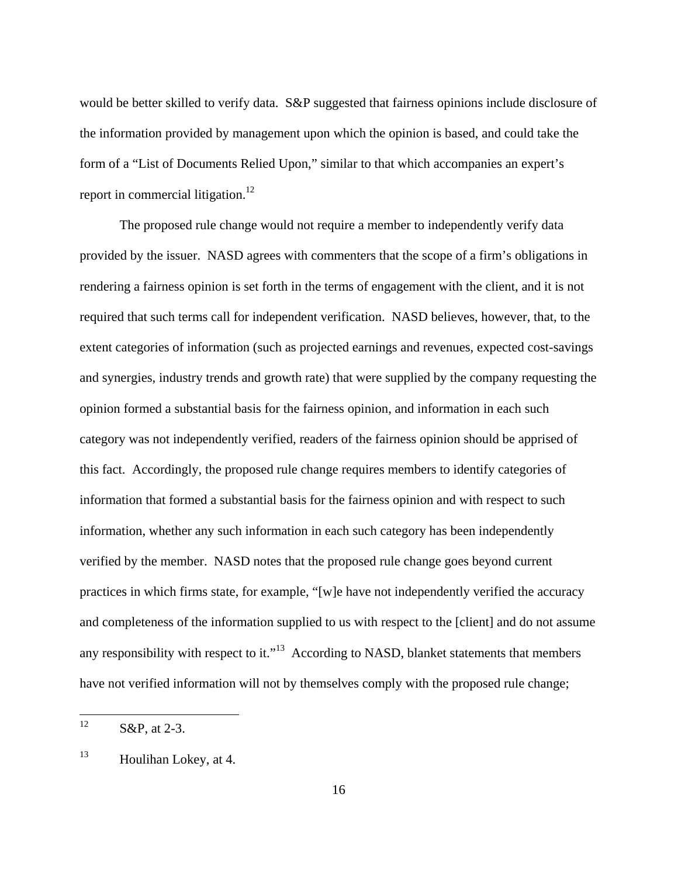would be better skilled to verify data. S&P suggested that fairness opinions include disclosure of the information provided by management upon which the opinion is based, and could take the form of a "List of Documents Relied Upon," similar to that which accompanies an expert's report in commercial litigation.[12]

The proposed rule change would not require a member to independently verify data provided by the issuer. NASD agrees with commenters that the scope of a firm's obligations in rendering a fairness opinion is set forth in the terms of engagement with the client, and it is not required that such terms call for independent verification. NASD believes, however, that, to the extent categories of information (such as projected earnings and revenues, expected cost-savings and synergies, industry trends and growth rate) that were supplied by the company requesting the opinion formed a substantial basis for the fairness opinion, and information in each such category was not independently verified, readers of the fairness opinion should be apprised of this fact. Accordingly, the proposed rule change requires members to identify categories of information that formed a substantial basis for the fairness opinion and with respect to such information, whether any such information in each such category has been independently verified by the member. NASD notes that the proposed rule change goes beyond current practices in which firms state, for example, "[w]e have not independently verified the accuracy and completeness of the information supplied to us with respect to the [client] and do not assume any responsibility with respect to it."[13] According to NASD, blanket statements that members have not verified information will not by themselves comply with the proposed rule change;

[12] S&P, at 2-3.

[13] Houlihan Lokey, at 4.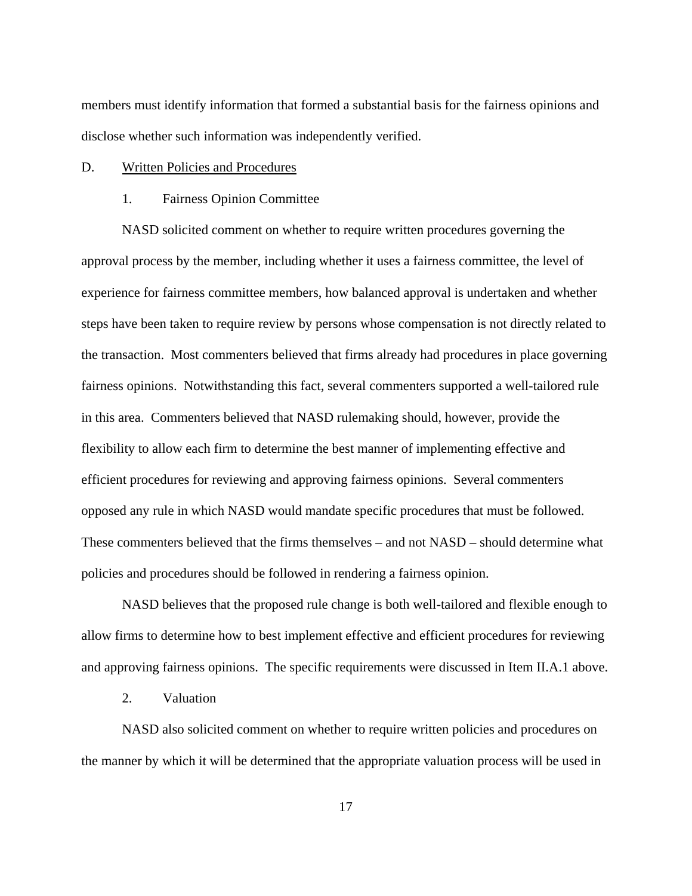members must identify information that formed a substantial basis for the fairness opinions and disclose whether such information was independently verified.

D. Written Policies and Procedures

1. Fairness Opinion Committee

NASD solicited comment on whether to require written procedures governing the approval process by the member, including whether it uses a fairness committee, the level of experience for fairness committee members, how balanced approval is undertaken and whether steps have been taken to require review by persons whose compensation is not directly related to the transaction. Most commenters believed that firms already had procedures in place governing fairness opinions. Notwithstanding this fact, several commenters supported a well-tailored rule in this area. Commenters believed that NASD rulemaking should, however, provide the flexibility to allow each firm to determine the best manner of implementing effective and efficient procedures for reviewing and approving fairness opinions. Several commenters opposed any rule in which NASD would mandate specific procedures that must be followed. These commenters believed that the firms themselves – and not NASD – should determine what policies and procedures should be followed in rendering a fairness opinion.

NASD believes that the proposed rule change is both well-tailored and flexible enough to allow firms to determine how to best implement effective and efficient procedures for reviewing and approving fairness opinions. The specific requirements were discussed in Item II.A.1 above.

2. Valuation

NASD also solicited comment on whether to require written policies and procedures on the manner by which it will be determined that the appropriate valuation process will be used in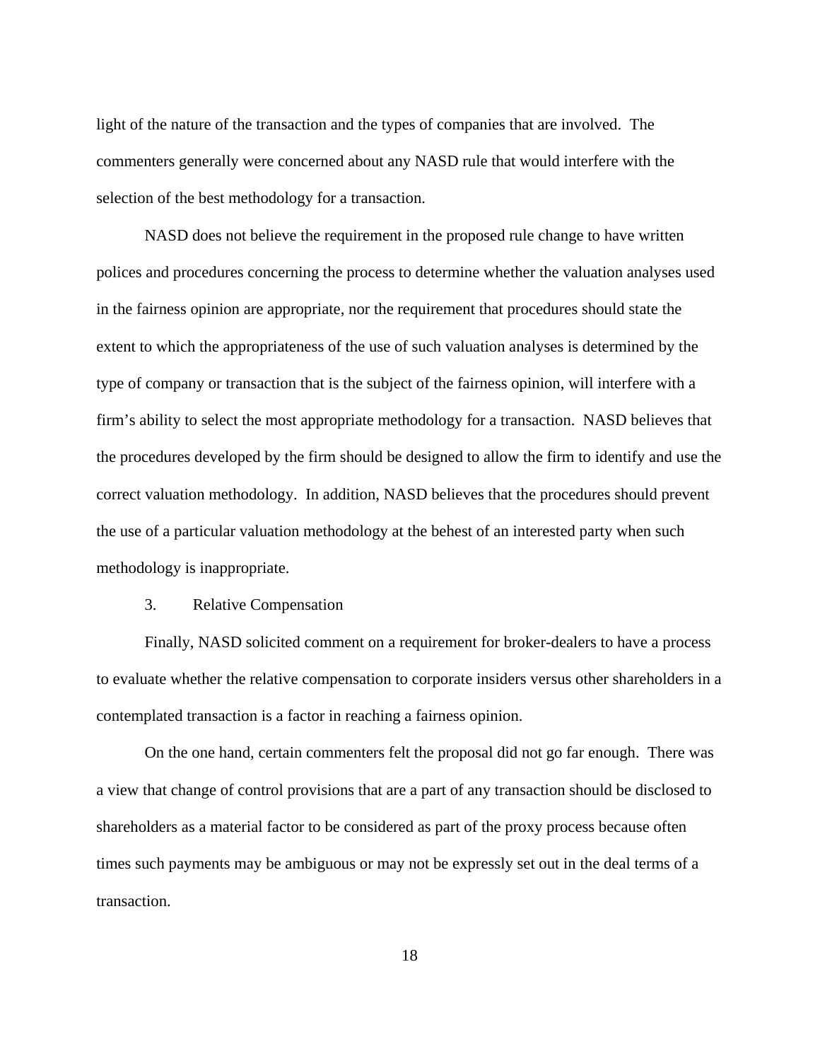light of the nature of the transaction and the types of companies that are involved. The commenters generally were concerned about any NASD rule that would interfere with the selection of the best methodology for a transaction.

NASD does not believe the requirement in the proposed rule change to have written polices and procedures concerning the process to determine whether the valuation analyses used in the fairness opinion are appropriate, nor the requirement that procedures should state the extent to which the appropriateness of the use of such valuation analyses is determined by the type of company or transaction that is the subject of the fairness opinion, will interfere with a firm's ability to select the most appropriate methodology for a transaction. NASD believes that the procedures developed by the firm should be designed to allow the firm to identify and use the correct valuation methodology. In addition, NASD believes that the procedures should prevent the use of a particular valuation methodology at the behest of an interested party when such methodology is inappropriate.

3. Relative Compensation

Finally, NASD solicited comment on a requirement for broker-dealers to have a process to evaluate whether the relative compensation to corporate insiders versus other shareholders in a contemplated transaction is a factor in reaching a fairness opinion.

On the one hand, certain commenters felt the proposal did not go far enough. There was a view that change of control provisions that are a part of any transaction should be disclosed to shareholders as a material factor to be considered as part of the proxy process because often times such payments may be ambiguous or may not be expressly set out in the deal terms of a transaction.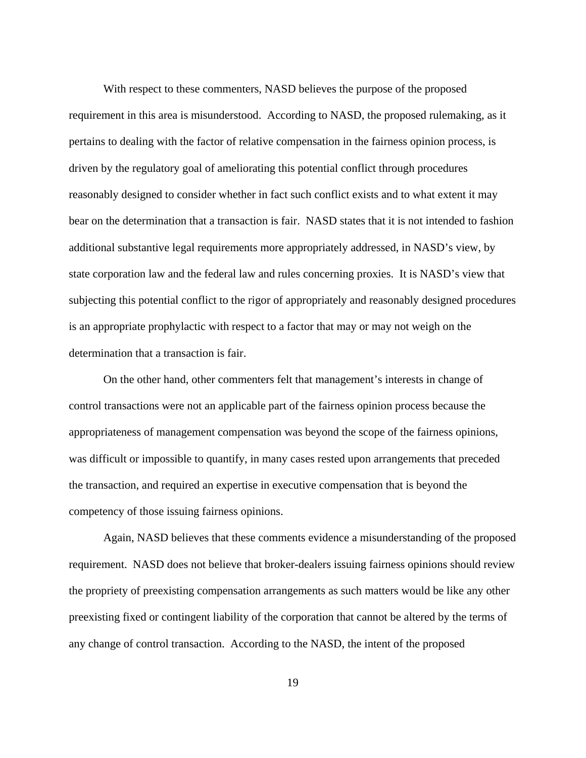With respect to these commenters, NASD believes the purpose of the proposed requirement in this area is misunderstood. According to NASD, the proposed rulemaking, as it pertains to dealing with the factor of relative compensation in the fairness opinion process, is driven by the regulatory goal of ameliorating this potential conflict through procedures reasonably designed to consider whether in fact such conflict exists and to what extent it may bear on the determination that a transaction is fair. NASD states that it is not intended to fashion additional substantive legal requirements more appropriately addressed, in NASD's view, by state corporation law and the federal law and rules concerning proxies. It is NASD's view that subjecting this potential conflict to the rigor of appropriately and reasonably designed procedures is an appropriate prophylactic with respect to a factor that may or may not weigh on the determination that a transaction is fair.

On the other hand, other commenters felt that management's interests in change of control transactions were not an applicable part of the fairness opinion process because the appropriateness of management compensation was beyond the scope of the fairness opinions, was difficult or impossible to quantify, in many cases rested upon arrangements that preceded the transaction, and required an expertise in executive compensation that is beyond the competency of those issuing fairness opinions.

Again, NASD believes that these comments evidence a misunderstanding of the proposed requirement. NASD does not believe that broker-dealers issuing fairness opinions should review the propriety of preexisting compensation arrangements as such matters would be like any other preexisting fixed or contingent liability of the corporation that cannot be altered by the terms of any change of control transaction. According to the NASD, the intent of the proposed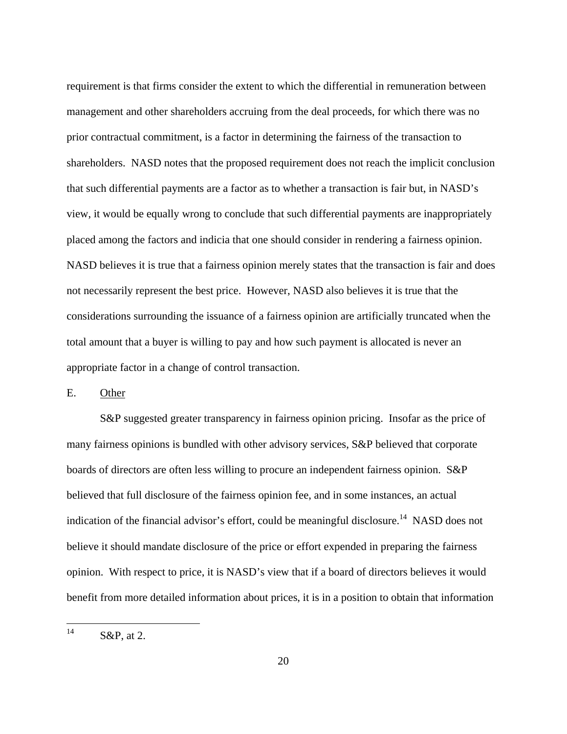requirement is that firms consider the extent to which the differential in remuneration between management and other shareholders accruing from the deal proceeds, for which there was no prior contractual commitment, is a factor in determining the fairness of the transaction to shareholders. NASD notes that the proposed requirement does not reach the implicit conclusion that such differential payments are a factor as to whether a transaction is fair but, in NASD's view, it would be equally wrong to conclude that such differential payments are inappropriately placed among the factors and indicia that one should consider in rendering a fairness opinion. NASD believes it is true that a fairness opinion merely states that the transaction is fair and does not necessarily represent the best price. However, NASD also believes it is true that the considerations surrounding the issuance of a fairness opinion are artificially truncated when the total amount that a buyer is willing to pay and how such payment is allocated is never an appropriate factor in a change of control transaction.

E. Other

S&P suggested greater transparency in fairness opinion pricing. Insofar as the price of many fairness opinions is bundled with other advisory services, S&P believed that corporate boards of directors are often less willing to procure an independent fairness opinion. S&P believed that full disclosure of the fairness opinion fee, and in some instances, an actual indication of the financial advisor's effort, could be meaningful disclosure.[14] NASD does not believe it should mandate disclosure of the price or effort expended in preparing the fairness opinion. With respect to price, it is NASD's view that if a board of directors believes it would benefit from more detailed information about prices, it is in a position to obtain that information

---

[14] S&P, at 2.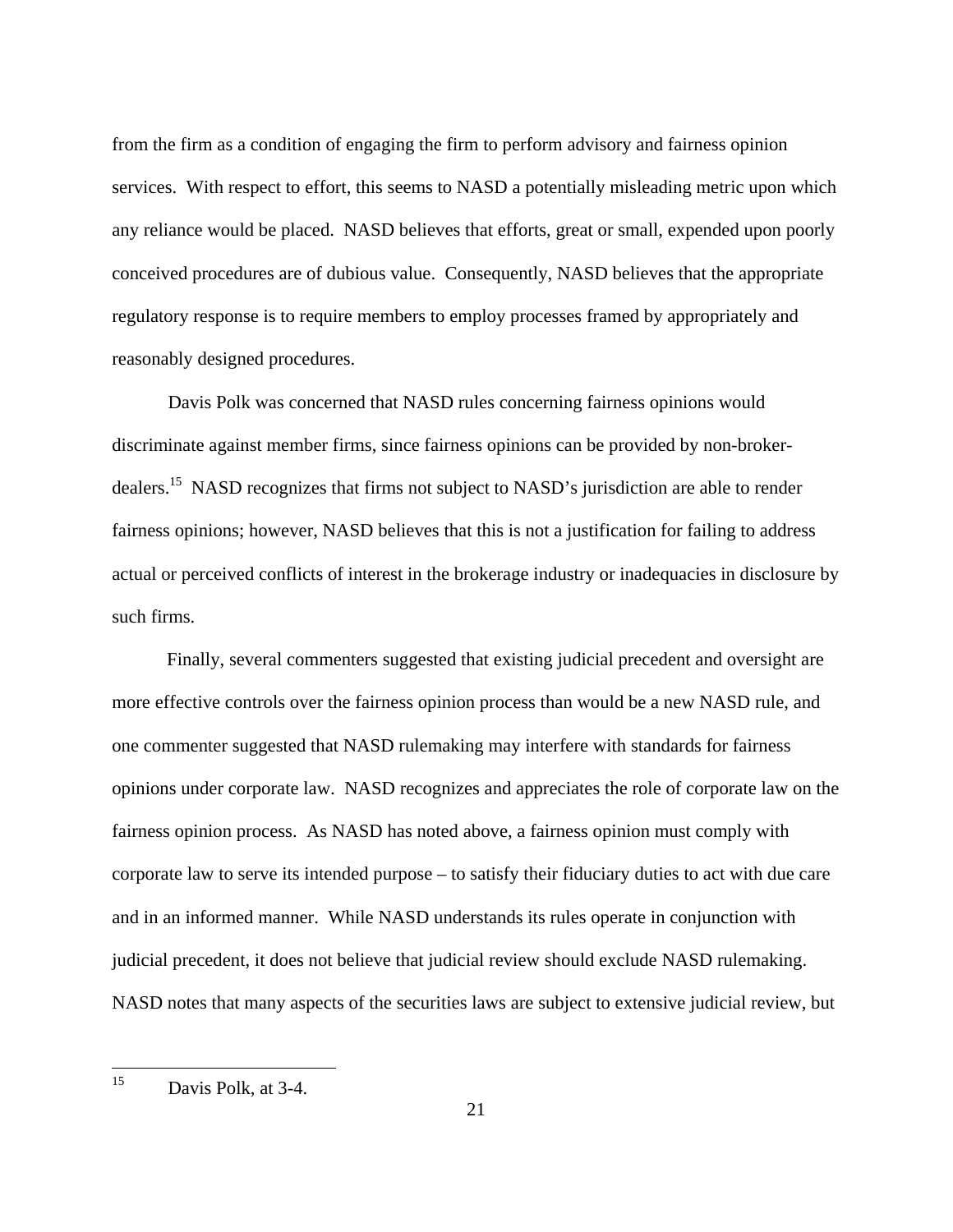from the firm as a condition of engaging the firm to perform advisory and fairness opinion services. With respect to effort, this seems to NASD a potentially misleading metric upon which any reliance would be placed. NASD believes that efforts, great or small, expended upon poorly conceived procedures are of dubious value. Consequently, NASD believes that the appropriate regulatory response is to require members to employ processes framed by appropriately and reasonably designed procedures.

Davis Polk was concerned that NASD rules concerning fairness opinions would discriminate against member firms, since fairness opinions can be provided by non-broker-dealers.[15] NASD recognizes that firms not subject to NASD's jurisdiction are able to render fairness opinions; however, NASD believes that this is not a justification for failing to address actual or perceived conflicts of interest in the brokerage industry or inadequacies in disclosure by such firms.

Finally, several commenters suggested that existing judicial precedent and oversight are more effective controls over the fairness opinion process than would be a new NASD rule, and one commenter suggested that NASD rulemaking may interfere with standards for fairness opinions under corporate law. NASD recognizes and appreciates the role of corporate law on the fairness opinion process. As NASD has noted above, a fairness opinion must comply with corporate law to serve its intended purpose – to satisfy their fiduciary duties to act with due care and in an informed manner. While NASD understands its rules operate in conjunction with judicial precedent, it does not believe that judicial review should exclude NASD rulemaking. NASD notes that many aspects of the securities laws are subject to extensive judicial review, but

---

[15] Davis Polk, at 3-4.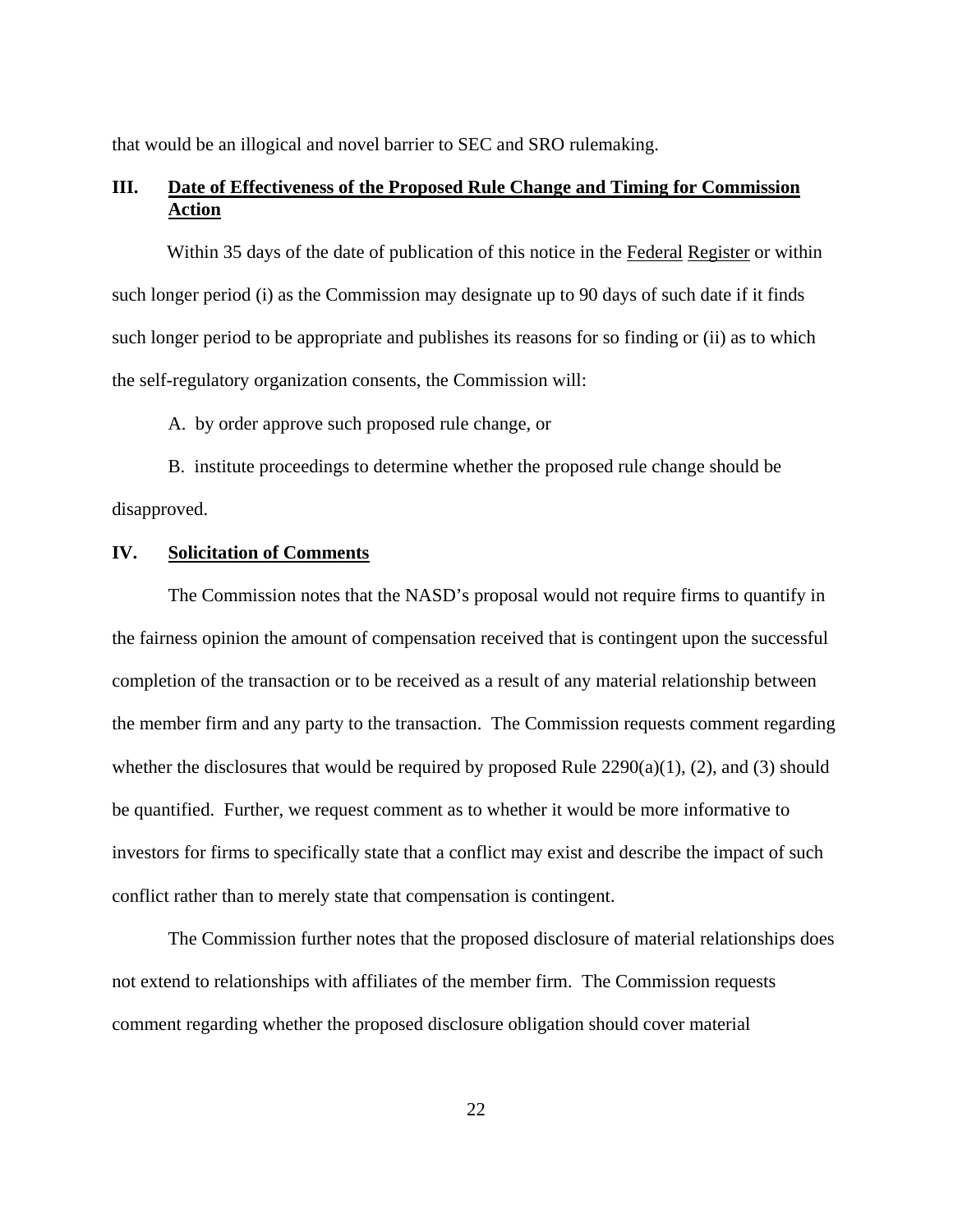that would be an illogical and novel barrier to SEC and SRO rulemaking.

## III. Date of Effectiveness of the Proposed Rule Change and Timing for Commission Action

Within 35 days of the date of publication of this notice in the Federal Register or within such longer period (i) as the Commission may designate up to 90 days of such date if it finds such longer period to be appropriate and publishes its reasons for so finding or (ii) as to which the self-regulatory organization consents, the Commission will:

A. by order approve such proposed rule change, or

B. institute proceedings to determine whether the proposed rule change should be disapproved.

## IV. Solicitation of Comments

The Commission notes that the NASD's proposal would not require firms to quantify in the fairness opinion the amount of compensation received that is contingent upon the successful completion of the transaction or to be received as a result of any material relationship between the member firm and any party to the transaction. The Commission requests comment regarding whether the disclosures that would be required by proposed Rule 2290(a)(1), (2), and (3) should be quantified. Further, we request comment as to whether it would be more informative to investors for firms to specifically state that a conflict may exist and describe the impact of such conflict rather than to merely state that compensation is contingent.

The Commission further notes that the proposed disclosure of material relationships does not extend to relationships with affiliates of the member firm. The Commission requests comment regarding whether the proposed disclosure obligation should cover material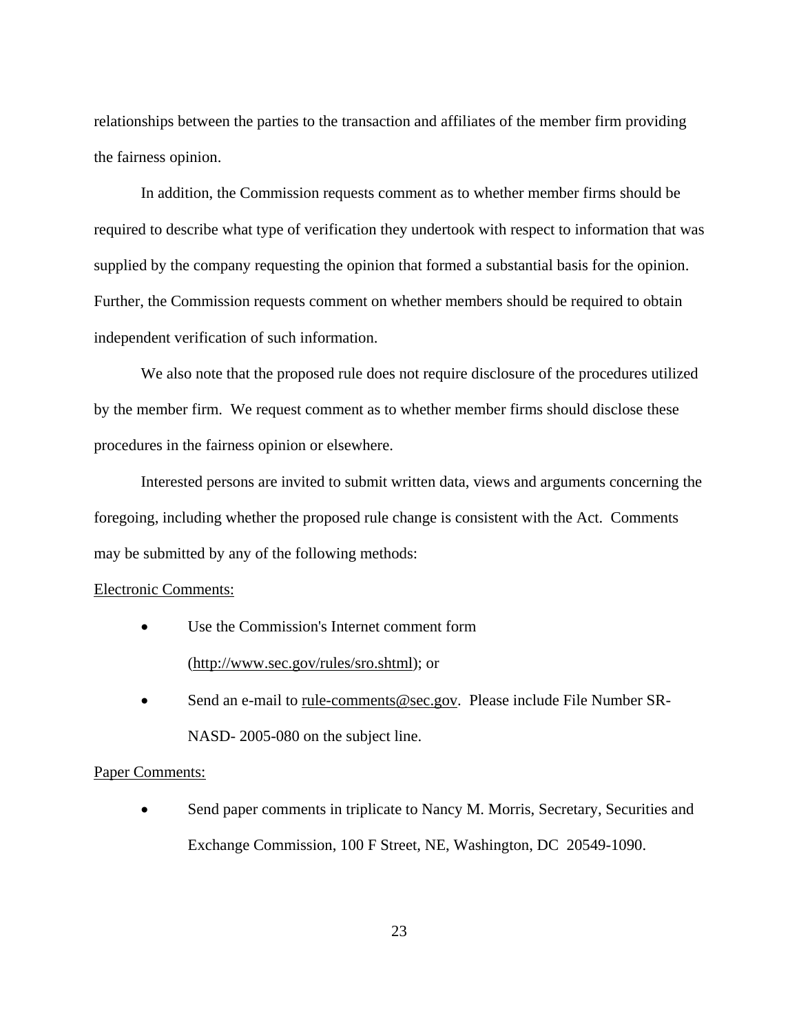relationships between the parties to the transaction and affiliates of the member firm providing the fairness opinion.

In addition, the Commission requests comment as to whether member firms should be required to describe what type of verification they undertook with respect to information that was supplied by the company requesting the opinion that formed a substantial basis for the opinion. Further, the Commission requests comment on whether members should be required to obtain independent verification of such information.

We also note that the proposed rule does not require disclosure of the procedures utilized by the member firm. We request comment as to whether member firms should disclose these procedures in the fairness opinion or elsewhere.

Interested persons are invited to submit written data, views and arguments concerning the foregoing, including whether the proposed rule change is consistent with the Act. Comments may be submitted by any of the following methods:

<u>Electronic Comments:</u>

- Use the Commission's Internet comment form (http://www.sec.gov/rules/sro.shtml); or
- Send an e-mail to rule-comments@sec.gov. Please include File Number SR-NASD- 2005-080 on the subject line.

<u>Paper Comments:</u>

- Send paper comments in triplicate to Nancy M. Morris, Secretary, Securities and Exchange Commission, 100 F Street, NE, Washington, DC 20549-1090.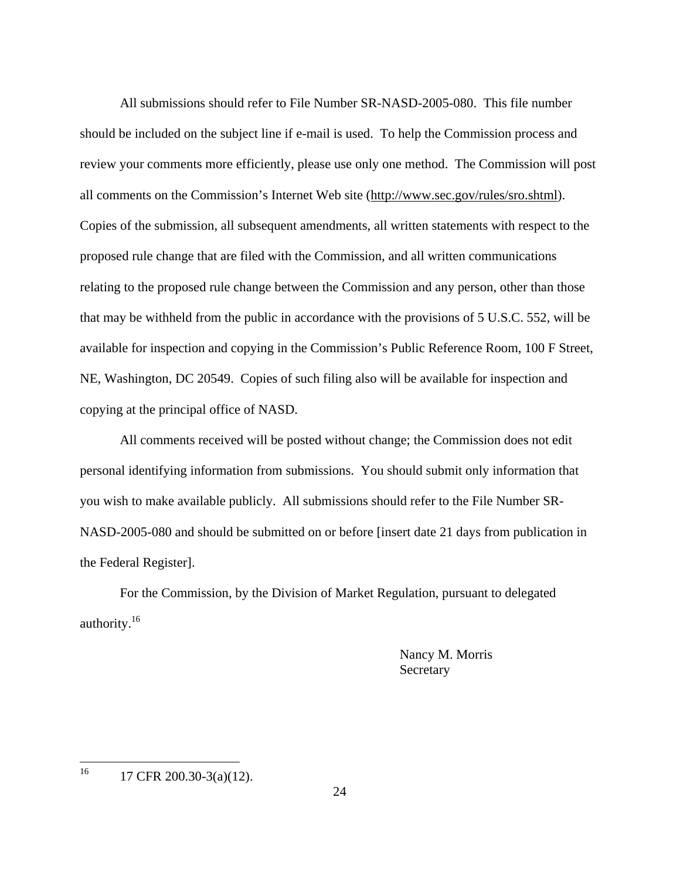All submissions should refer to File Number SR-NASD-2005-080. This file number should be included on the subject line if e-mail is used. To help the Commission process and review your comments more efficiently, please use only one method. The Commission will post all comments on the Commission's Internet Web site (http://www.sec.gov/rules/sro.shtml). Copies of the submission, all subsequent amendments, all written statements with respect to the proposed rule change that are filed with the Commission, and all written communications relating to the proposed rule change between the Commission and any person, other than those that may be withheld from the public in accordance with the provisions of 5 U.S.C. 552, will be available for inspection and copying in the Commission's Public Reference Room, 100 F Street, NE, Washington, DC 20549. Copies of such filing also will be available for inspection and copying at the principal office of NASD.

All comments received will be posted without change; the Commission does not edit personal identifying information from submissions. You should submit only information that you wish to make available publicly. All submissions should refer to the File Number SR-NASD-2005-080 and should be submitted on or before [insert date 21 days from publication in the Federal Register].

For the Commission, by the Division of Market Regulation, pursuant to delegated authority.[16]

Nancy M. Morris
Secretary

---

[16] 17 CFR 200.30-3(a)(12).